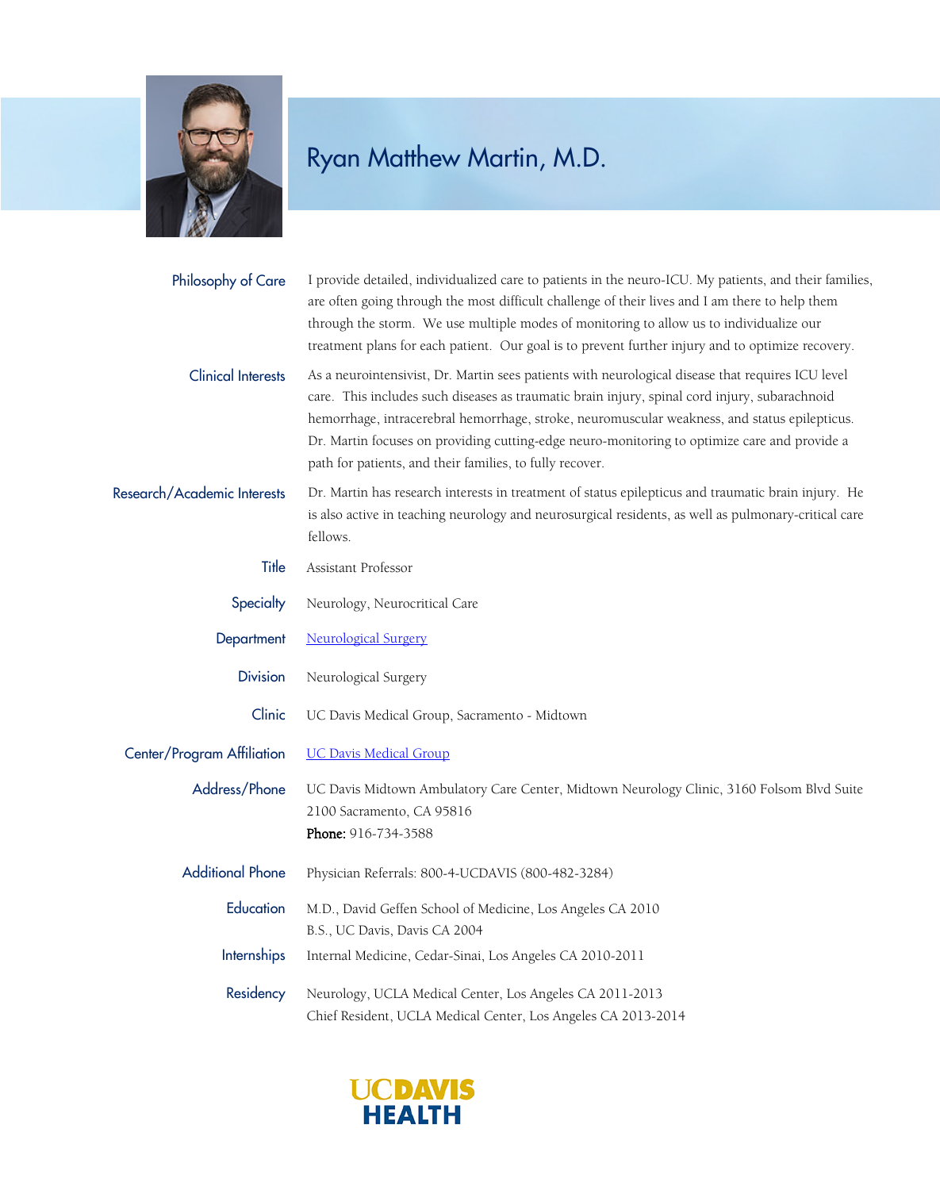# Ryan Matthew Martin, M.D.

**Philosophy of Care**

I provide detailed, individualized care to patients in the neuro-ICU. My patients, and their families, are often going through the most difficult challenge of their lives and I am there to help them through the storm. We use multiple modes of monitoring to allow us to individualize our treatment plans for each patient. Our goal is to prevent further injury and to optimize recovery.

**Clinical Interests**

As a neurointensivist, Dr. Martin sees patients with neurological disease that requires ICU level care. This includes such diseases as traumatic brain injury, spinal cord injury, subarachnoid hemorrhage, intracerebral hemorrhage, stroke, neuromuscular weakness, and status epilepticus. Dr. Martin focuses on providing cutting-edge neuro-monitoring to optimize care and provide a path for patients, and their families, to fully recover.

**Research/Academic Interests**

Dr. Martin has research interests in treatment of status epilepticus and traumatic brain injury. He is also active in teaching neurology and neurosurgical residents, as well as pulmonary-critical care fellows.

**Title**

Assistant Professor

**Specialty**

Neurology, Neurocritical Care

**Department**

Neurological Surgery

**Division**

Neurological Surgery

**Clinic**

UC Davis Medical Group, Sacramento - Midtown

**Center/Program Affiliation**

UC Davis Medical Group

**Address/Phone**

UC Davis Midtown Ambulatory Care Center, Midtown Neurology Clinic, 3160 Folsom Blvd Suite 2100 Sacramento, CA 95816

**Phone:** 916-734-3588

**Additional Phone**

Physician Referrals: 800-4-UCDAVIS (800-482-3284)

**Education**

M.D., David Geffen School of Medicine, Los Angeles CA 2010
B.S., UC Davis, Davis CA 2004

**Internships**

Internal Medicine, Cedar-Sinai, Los Angeles CA 2010-2011

**Residency**

Neurology, UCLA Medical Center, Los Angeles CA 2011-2013
Chief Resident, UCLA Medical Center, Los Angeles CA 2013-2014

UCDAVIS HEALTH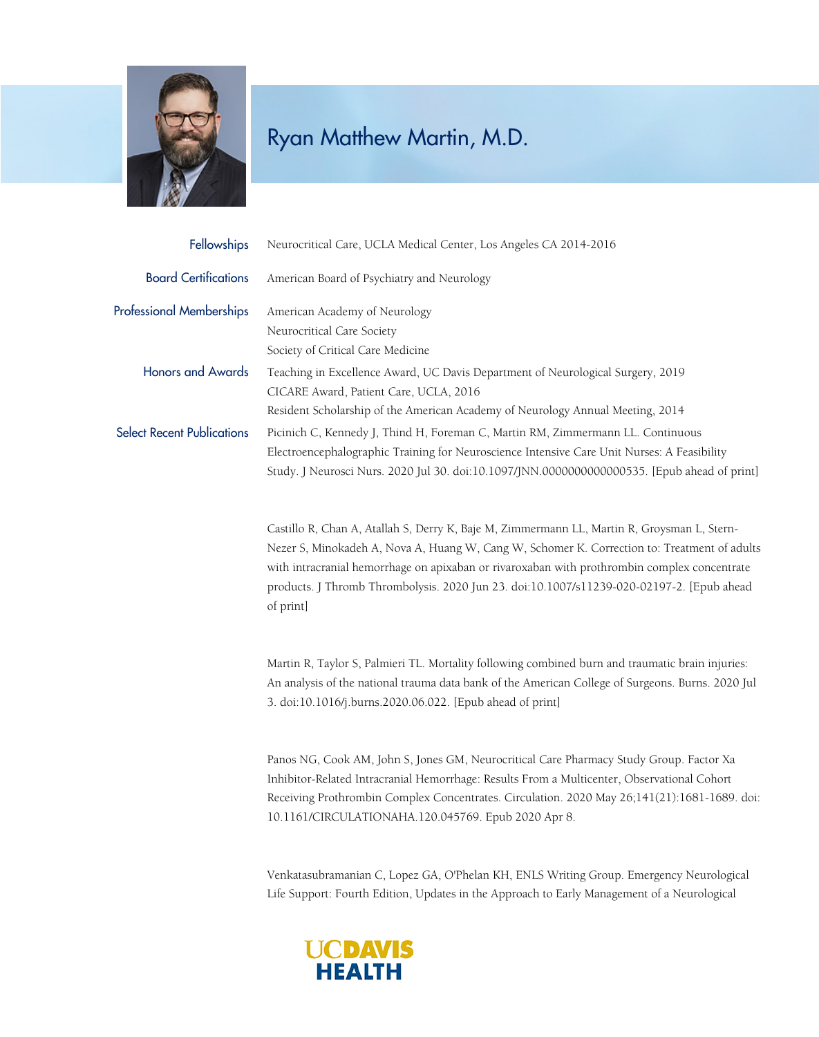# Ryan Matthew Martin, M.D.

**Fellowships**

Neurocritical Care, UCLA Medical Center, Los Angeles CA 2014-2016

**Board Certifications**

American Board of Psychiatry and Neurology

**Professional Memberships**

American Academy of Neurology
Neurocritical Care Society
Society of Critical Care Medicine

**Honors and Awards**

Teaching in Excellence Award, UC Davis Department of Neurological Surgery, 2019
CICARE Award, Patient Care, UCLA, 2016
Resident Scholarship of the American Academy of Neurology Annual Meeting, 2014

**Select Recent Publications**

Picinich C, Kennedy J, Thind H, Foreman C, Martin RM, Zimmermann LL. Continuous Electroencephalographic Training for Neuroscience Intensive Care Unit Nurses: A Feasibility Study. J Neurosci Nurs. 2020 Jul 30. doi:10.1097/JNN.0000000000000535. [Epub ahead of print]

Castillo R, Chan A, Atallah S, Derry K, Baje M, Zimmermann LL, Martin R, Groysman L, Stern-Nezer S, Minokadeh A, Nova A, Huang W, Cang W, Schomer K. Correction to: Treatment of adults with intracranial hemorrhage on apixaban or rivaroxaban with prothrombin complex concentrate products. J Thromb Thrombolysis. 2020 Jun 23. doi:10.1007/s11239-020-02197-2. [Epub ahead of print]

Martin R, Taylor S, Palmieri TL. Mortality following combined burn and traumatic brain injuries: An analysis of the national trauma data bank of the American College of Surgeons. Burns. 2020 Jul 3. doi:10.1016/j.burns.2020.06.022. [Epub ahead of print]

Panos NG, Cook AM, John S, Jones GM, Neurocritical Care Pharmacy Study Group. Factor Xa Inhibitor-Related Intracranial Hemorrhage: Results From a Multicenter, Observational Cohort Receiving Prothrombin Complex Concentrates. Circulation. 2020 May 26;141(21):1681-1689. doi: 10.1161/CIRCULATIONAHA.120.045769. Epub 2020 Apr 8.

Venkatasubramanian C, Lopez GA, O'Phelan KH, ENLS Writing Group. Emergency Neurological Life Support: Fourth Edition, Updates in the Approach to Early Management of a Neurological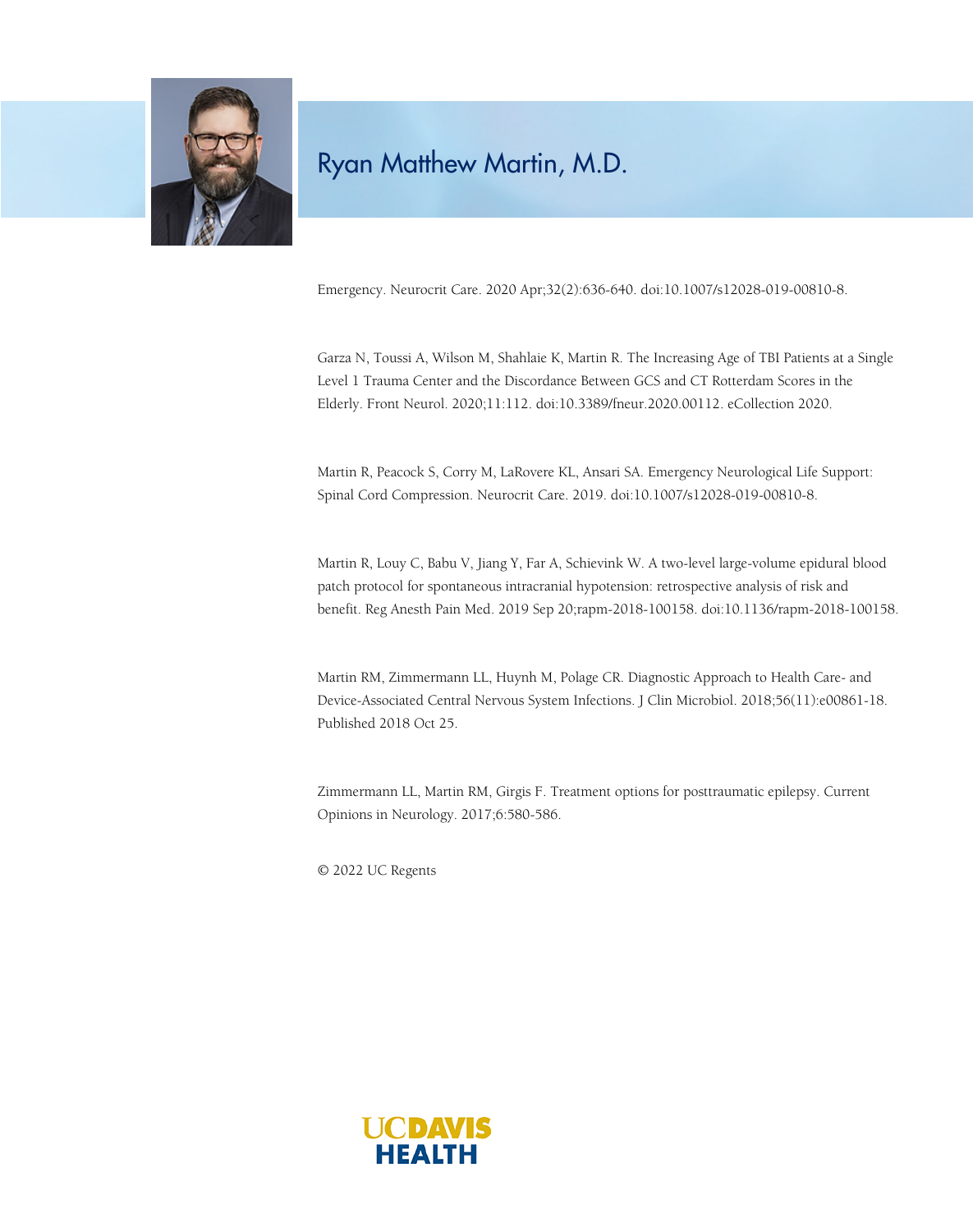# Ryan Matthew Martin, M.D.

Emergency. Neurocrit Care. 2020 Apr;32(2):636-640. doi:10.1007/s12028-019-00810-8.

Garza N, Toussi A, Wilson M, Shahlaie K, Martin R. The Increasing Age of TBI Patients at a Single Level 1 Trauma Center and the Discordance Between GCS and CT Rotterdam Scores in the Elderly. Front Neurol. 2020;11:112. doi:10.3389/fneur.2020.00112. eCollection 2020.

Martin R, Peacock S, Corry M, LaRovere KL, Ansari SA. Emergency Neurological Life Support: Spinal Cord Compression. Neurocrit Care. 2019. doi:10.1007/s12028-019-00810-8.

Martin R, Louy C, Babu V, Jiang Y, Far A, Schievink W. A two-level large-volume epidural blood patch protocol for spontaneous intracranial hypotension: retrospective analysis of risk and benefit. Reg Anesth Pain Med. 2019 Sep 20;rapm-2018-100158. doi:10.1136/rapm-2018-100158.

Martin RM, Zimmermann LL, Huynh M, Polage CR. Diagnostic Approach to Health Care- and Device-Associated Central Nervous System Infections. J Clin Microbiol. 2018;56(11):e00861-18. Published 2018 Oct 25.

Zimmermann LL, Martin RM, Girgis F. Treatment options for posttraumatic epilepsy. Current Opinions in Neurology. 2017;6:580-586.

© 2022 UC Regents

UC DAVIS HEALTH